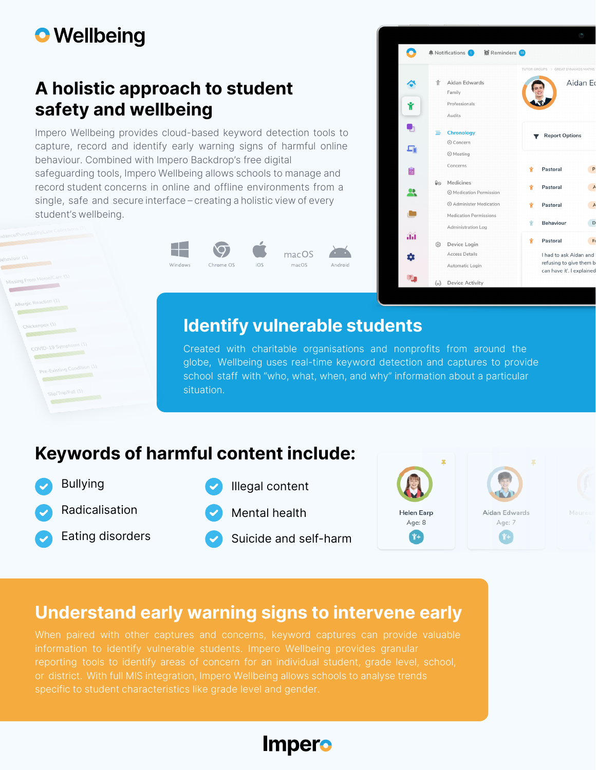# Wellbeing

## A holistic approach to student safety and wellbeing

Impero Wellbeing provides cloud-based keyword detection tools to capture, record and identify early warning signs of harmful online behaviour. Combined with Impero Backdrop's free digital safeguarding tools, Impero Wellbeing allows schools to manage and record student concerns in online and offline environments from a single, safe and secure interface – creating a holistic view of every student's wellbeing.

Windows · Chrome OS · iOS · macOS · Android

## Identify vulnerable students

Created with charitable organisations and nonprofits from around the globe, Wellbeing uses real-time keyword detection and captures to provide school staff with "who, what, when, and why" information about a particular situation.

## Keywords of harmful content include:

- Bullying
- Radicalisation
- Eating disorders
- Illegal content
- Mental health
- Suicide and self-harm

## Understand early warning signs to intervene early

When paired with other captures and concerns, keyword captures can provide valuable information to identify vulnerable students. Impero Wellbeing provides granular reporting tools to identify areas of concern for an individual student, grade level, school, or district. With full MIS integration, Impero Wellbeing allows schools to analyse trends specific to student characteristics like grade level and gender.

Impero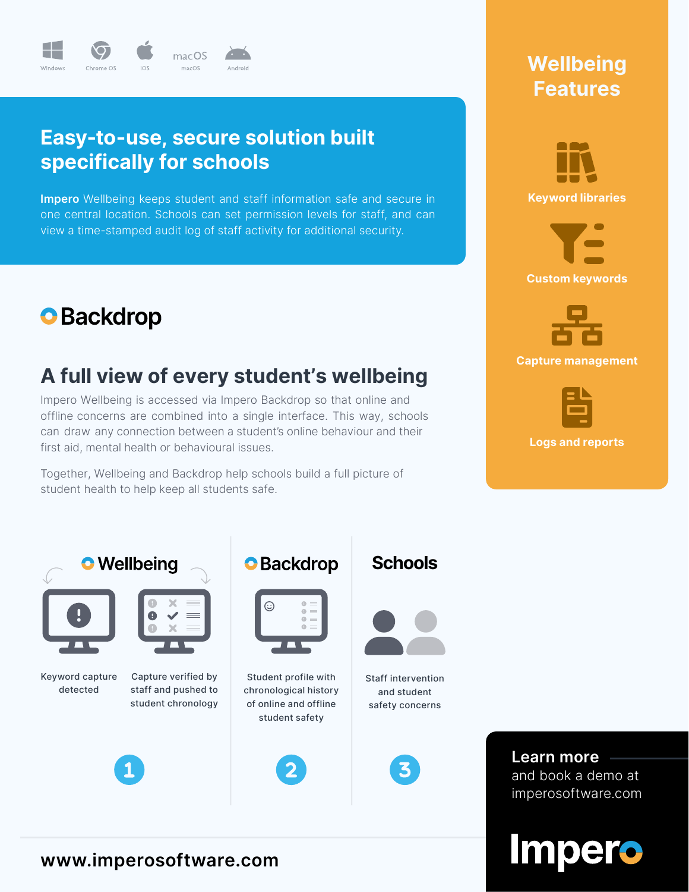Windows Chrome OS iOS macOS Android

## Easy-to-use, secure solution built specifically for schools

**Impero** Wellbeing keeps student and staff information safe and secure in one central location. Schools can set permission levels for staff, and can view a time-stamped audit log of staff activity for additional security.

# Wellbeing Features

- Keyword libraries
- Custom keywords
- Capture management
- Logs and reports

## Backdrop

## A full view of every student's wellbeing

Impero Wellbeing is accessed via Impero Backdrop so that online and offline concerns are combined into a single interface. This way, schools can draw any connection between a student's online behaviour and their first aid, mental health or behavioural issues.

Together, Wellbeing and Backdrop help schools build a full picture of student health to help keep all students safe.

### Wellbeing

Keyword capture detected

Capture verified by staff and pushed to student chronology

1

### Backdrop

Student profile with chronological history of online and offline student safety

2

### Schools

Staff intervention and student safety concerns

3

**Learn more** and book a demo at imperosoftware.com

Impero

www.imperosoftware.com